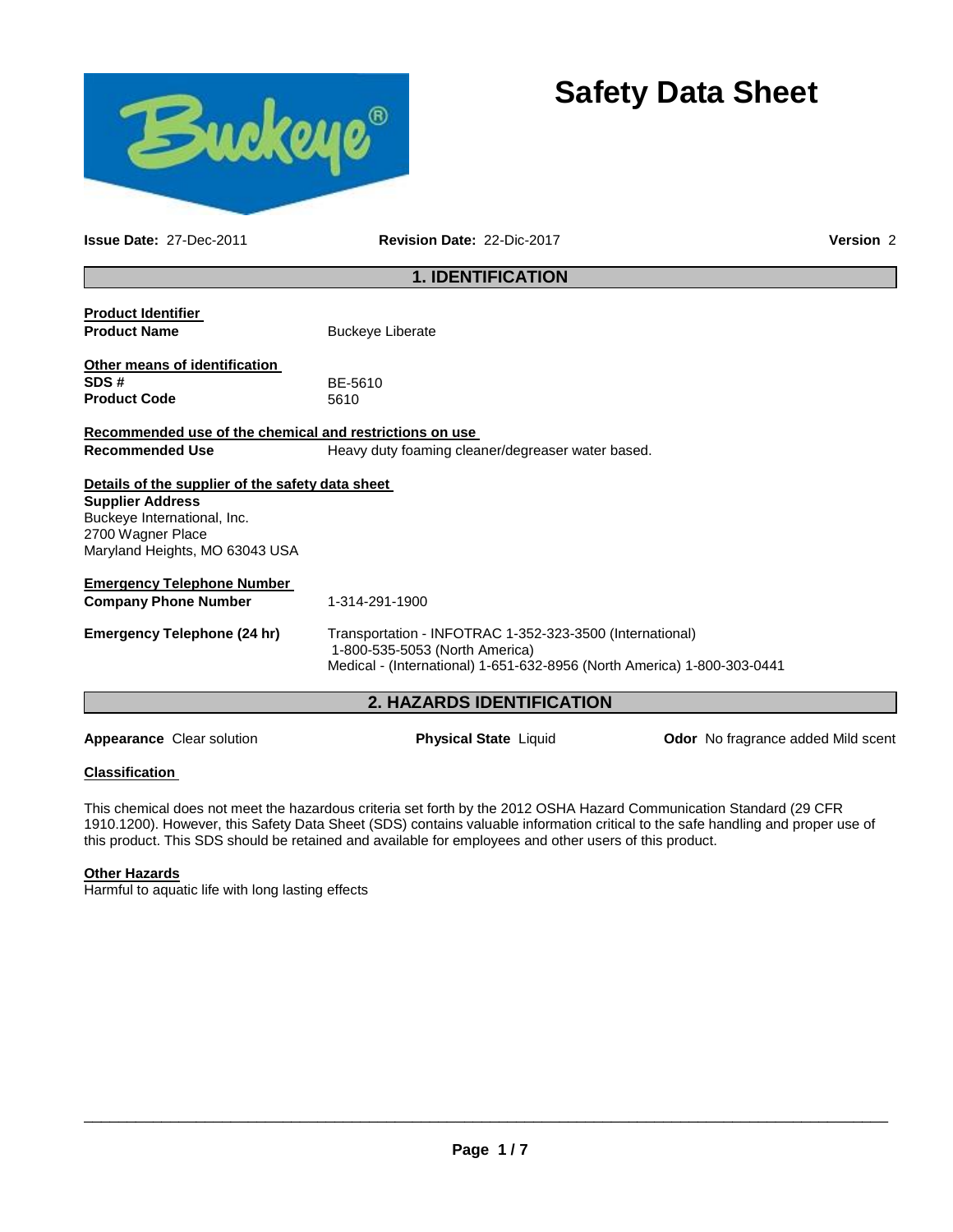# Safety Data Sheet

**Issue Date:** 27-Dec-2011 **Revision Date:** 22-Dic-2017 **Version** 2

## 1. IDENTIFICATION

**Product Identifier**

**Product Name** Buckeye Liberate

**Other means of identification**

**SDS #** BE-5610

**Product Code** 5610

**Recommended use of the chemical and restrictions on use**

**Recommended Use** Heavy duty foaming cleaner/degreaser water based.

**Details of the supplier of the safety data sheet**

**Supplier Address**
Buckeye International, Inc.
2700 Wagner Place
Maryland Heights, MO 63043 USA

**Emergency Telephone Number**

**Company Phone Number** 1-314-291-1900

**Emergency Telephone (24 hr)** Transportation - INFOTRAC 1-352-323-3500 (International)
1-800-535-5053 (North America)
Medical - (International) 1-651-632-8956 (North America) 1-800-303-0441

## 2. HAZARDS IDENTIFICATION

**Appearance** Clear solution **Physical State** Liquid **Odor** No fragrance added Mild scent

**Classification**

This chemical does not meet the hazardous criteria set forth by the 2012 OSHA Hazard Communication Standard (29 CFR 1910.1200). However, this Safety Data Sheet (SDS) contains valuable information critical to the safe handling and proper use of this product. This SDS should be retained and available for employees and other users of this product.

**Other Hazards**

Harmful to aquatic life with long lasting effects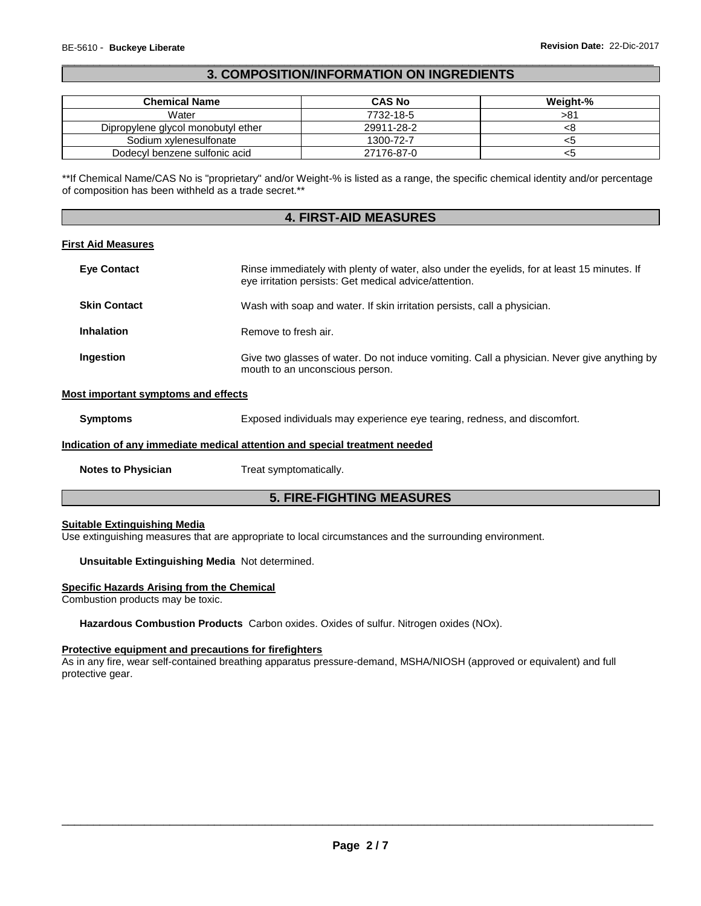## 3. COMPOSITION/INFORMATION ON INGREDIENTS

| Chemical Name | CAS No | Weight-% |
|---|---|---|
| Water | 7732-18-5 | >81 |
| Dipropylene glycol monobutyl ether | 29911-28-2 | <8 |
| Sodium xylenesulfonate | 1300-72-7 | <5 |
| Dodecyl benzene sulfonic acid | 27176-87-0 | <5 |

**If Chemical Name/CAS No is "proprietary" and/or Weight-% is listed as a range, the specific chemical identity and/or percentage of composition has been withheld as a trade secret.**

## 4. FIRST-AID MEASURES

### First Aid Measures

**Eye Contact** Rinse immediately with plenty of water, also under the eyelids, for at least 15 minutes. If eye irritation persists: Get medical advice/attention.

**Skin Contact** Wash with soap and water. If skin irritation persists, call a physician.

**Inhalation** Remove to fresh air.

**Ingestion** Give two glasses of water. Do not induce vomiting. Call a physician. Never give anything by mouth to an unconscious person.

### Most important symptoms and effects

**Symptoms** Exposed individuals may experience eye tearing, redness, and discomfort.

### Indication of any immediate medical attention and special treatment needed

**Notes to Physician** Treat symptomatically.

## 5. FIRE-FIGHTING MEASURES

### Suitable Extinguishing Media

Use extinguishing measures that are appropriate to local circumstances and the surrounding environment.

**Unsuitable Extinguishing Media** Not determined.

### Specific Hazards Arising from the Chemical

Combustion products may be toxic.

**Hazardous Combustion Products** Carbon oxides. Oxides of sulfur. Nitrogen oxides (NOx).

### Protective equipment and precautions for firefighters

As in any fire, wear self-contained breathing apparatus pressure-demand, MSHA/NIOSH (approved or equivalent) and full protective gear.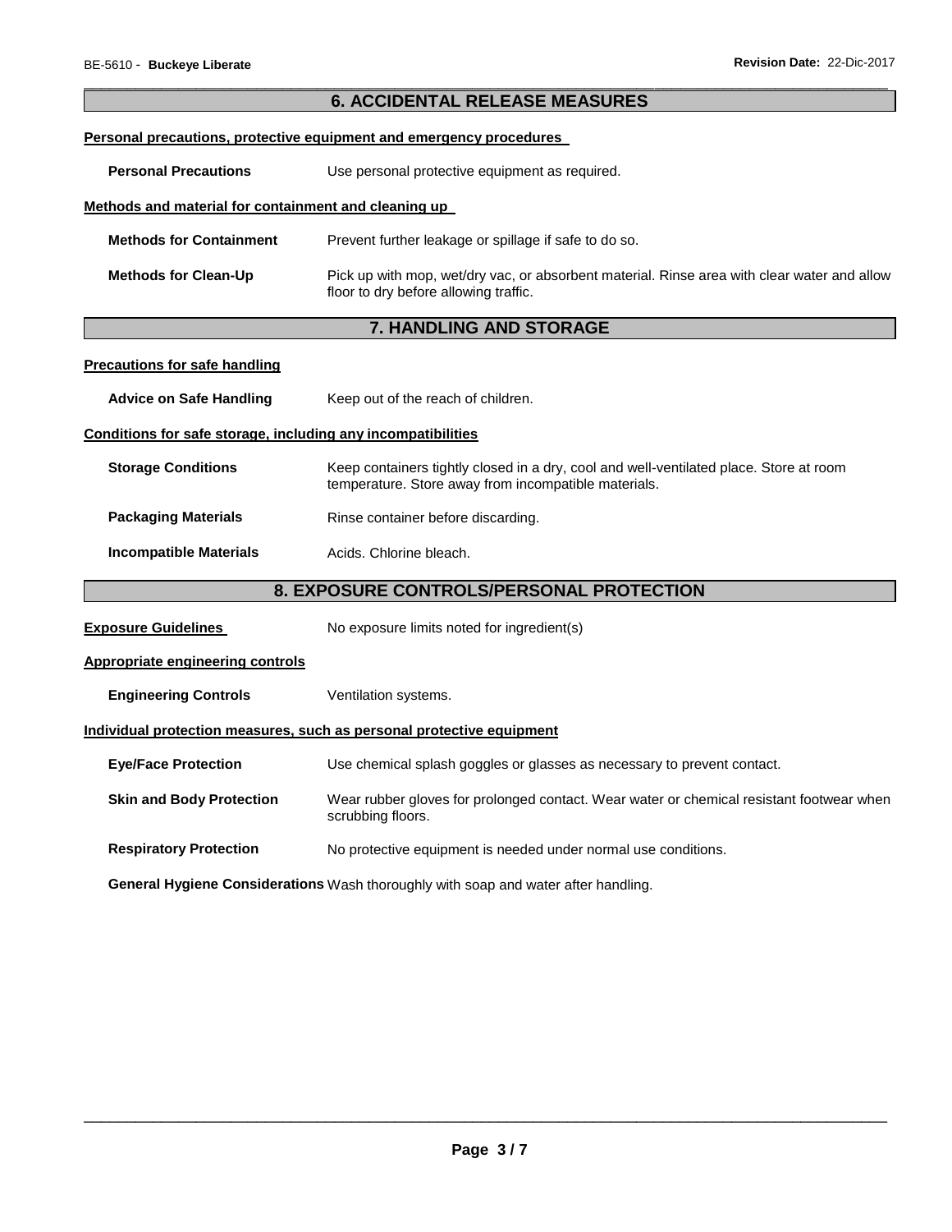## 6. ACCIDENTAL RELEASE MEASURES

**Personal precautions, protective equipment and emergency procedures**

**Personal Precautions** Use personal protective equipment as required.

**Methods and material for containment and cleaning up**

**Methods for Containment** Prevent further leakage or spillage if safe to do so.

**Methods for Clean-Up** Pick up with mop, wet/dry vac, or absorbent material. Rinse area with clear water and allow floor to dry before allowing traffic.

## 7. HANDLING AND STORAGE

**Precautions for safe handling**

**Advice on Safe Handling** Keep out of the reach of children.

**Conditions for safe storage, including any incompatibilities**

**Storage Conditions** Keep containers tightly closed in a dry, cool and well-ventilated place. Store at room temperature. Store away from incompatible materials.

**Packaging Materials** Rinse container before discarding.

**Incompatible Materials** Acids. Chlorine bleach.

## 8. EXPOSURE CONTROLS/PERSONAL PROTECTION

**Exposure Guidelines** No exposure limits noted for ingredient(s)

**Appropriate engineering controls**

**Engineering Controls** Ventilation systems.

**Individual protection measures, such as personal protective equipment**

**Eye/Face Protection** Use chemical splash goggles or glasses as necessary to prevent contact.

**Skin and Body Protection** Wear rubber gloves for prolonged contact. Wear water or chemical resistant footwear when scrubbing floors.

**Respiratory Protection** No protective equipment is needed under normal use conditions.

**General Hygiene Considerations** Wash thoroughly with soap and water after handling.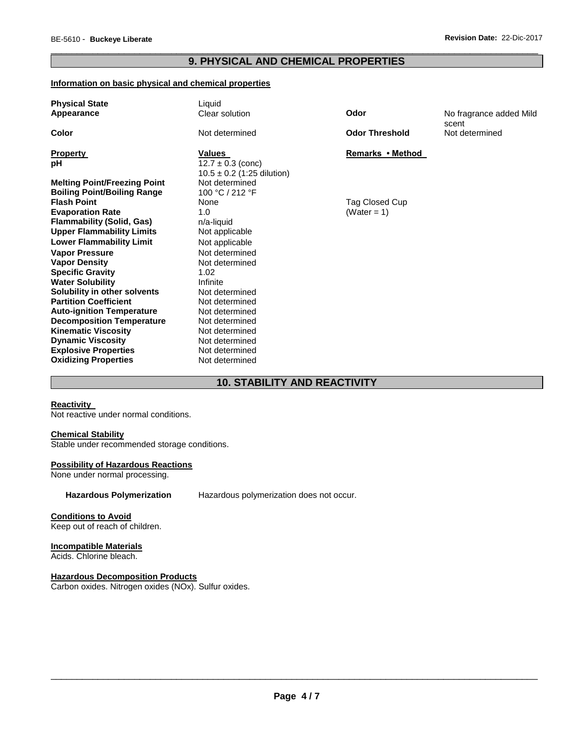## 9. PHYSICAL AND CHEMICAL PROPERTIES

**Information on basic physical and chemical properties**

| | | | |
|---|---|---|---|
| **Physical State** | Liquid | | |
| **Appearance** | Clear solution | **Odor** | No fragrance added Mild scent |
| **Color** | Not determined | **Odor Threshold** | Not determined |

| **Property** | **Values** | **Remarks • Method** |
|---|---|---|
| **pH** | 12.7 ± 0.3 (conc)<br>10.5 ± 0.2 (1:25 dilution) | |
| **Melting Point/Freezing Point** | Not determined | |
| **Boiling Point/Boiling Range** | 100 °C / 212 °F | |
| **Flash Point** | None | Tag Closed Cup |
| **Evaporation Rate** | 1.0 | (Water = 1) |
| **Flammability (Solid, Gas)** | n/a-liquid | |
| **Upper Flammability Limits** | Not applicable | |
| **Lower Flammability Limit** | Not applicable | |
| **Vapor Pressure** | Not determined | |
| **Vapor Density** | Not determined | |
| **Specific Gravity** | 1.02 | |
| **Water Solubility** | Infinite | |
| **Solubility in other solvents** | Not determined | |
| **Partition Coefficient** | Not determined | |
| **Auto-ignition Temperature** | Not determined | |
| **Decomposition Temperature** | Not determined | |
| **Kinematic Viscosity** | Not determined | |
| **Dynamic Viscosity** | Not determined | |
| **Explosive Properties** | Not determined | |
| **Oxidizing Properties** | Not determined | |

## 10. STABILITY AND REACTIVITY

**Reactivity**

Not reactive under normal conditions.

**Chemical Stability**

Stable under recommended storage conditions.

**Possibility of Hazardous Reactions**

None under normal processing.

**Hazardous Polymerization** Hazardous polymerization does not occur.

**Conditions to Avoid**

Keep out of reach of children.

**Incompatible Materials**

Acids. Chlorine bleach.

**Hazardous Decomposition Products**

Carbon oxides. Nitrogen oxides (NOx). Sulfur oxides.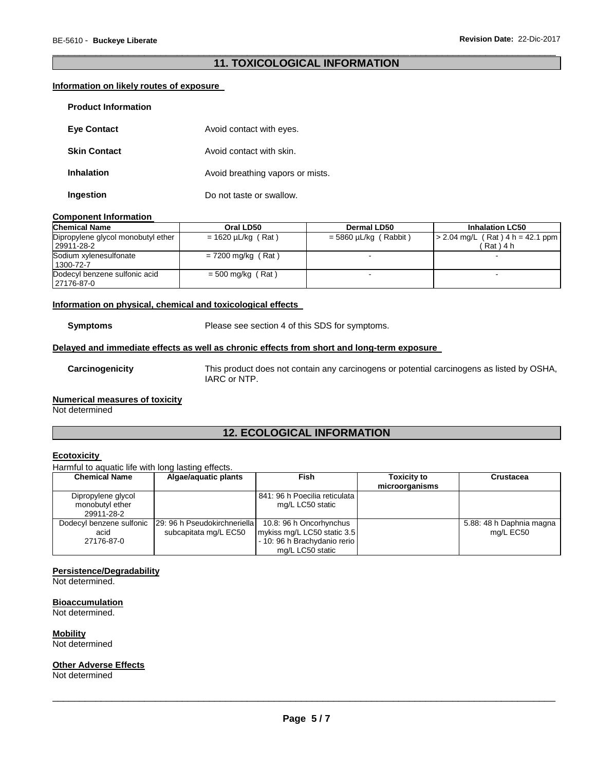## 11. TOXICOLOGICAL INFORMATION

### Information on likely routes of exposure

**Product Information**

**Eye Contact** Avoid contact with eyes.

**Skin Contact** Avoid contact with skin.

**Inhalation** Avoid breathing vapors or mists.

**Ingestion** Do not taste or swallow.

### Component Information

| Chemical Name | Oral LD50 | Dermal LD50 | Inhalation LC50 |
|---|---|---|---|
| Dipropylene glycol monobutyl ether 29911-28-2 | = 1620 µL/kg ( Rat ) | = 5860 µL/kg ( Rabbit ) | > 2.04 mg/L ( Rat ) 4 h = 42.1 ppm ( Rat ) 4 h |
| Sodium xylenesulfonate 1300-72-7 | = 7200 mg/kg ( Rat ) | - | - |
| Dodecyl benzene sulfonic acid 27176-87-0 | = 500 mg/kg ( Rat ) | - | - |

### Information on physical, chemical and toxicological effects

**Symptoms** Please see section 4 of this SDS for symptoms.

### Delayed and immediate effects as well as chronic effects from short and long-term exposure

**Carcinogenicity** This product does not contain any carcinogens or potential carcinogens as listed by OSHA, IARC or NTP.

### Numerical measures of toxicity

Not determined

## 12. ECOLOGICAL INFORMATION

### Ecotoxicity

Harmful to aquatic life with long lasting effects.

| Chemical Name | Algae/aquatic plants | Fish | Toxicity to microorganisms | Crustacea |
|---|---|---|---|---|
| Dipropylene glycol monobutyl ether 29911-28-2 | | 841: 96 h Poecilia reticulata mg/L LC50 static | | |
| Dodecyl benzene sulfonic acid 27176-87-0 | 29: 96 h Pseudokirchneriella subcapitata mg/L EC50 | 10.8: 96 h Oncorhynchus mykiss mg/L LC50 static 3.5 - 10: 96 h Brachydanio rerio mg/L LC50 static | | 5.88: 48 h Daphnia magna mg/L EC50 |

### Persistence/Degradability

Not determined.

### Bioaccumulation

Not determined.

### Mobility

Not determined

### Other Adverse Effects

Not determined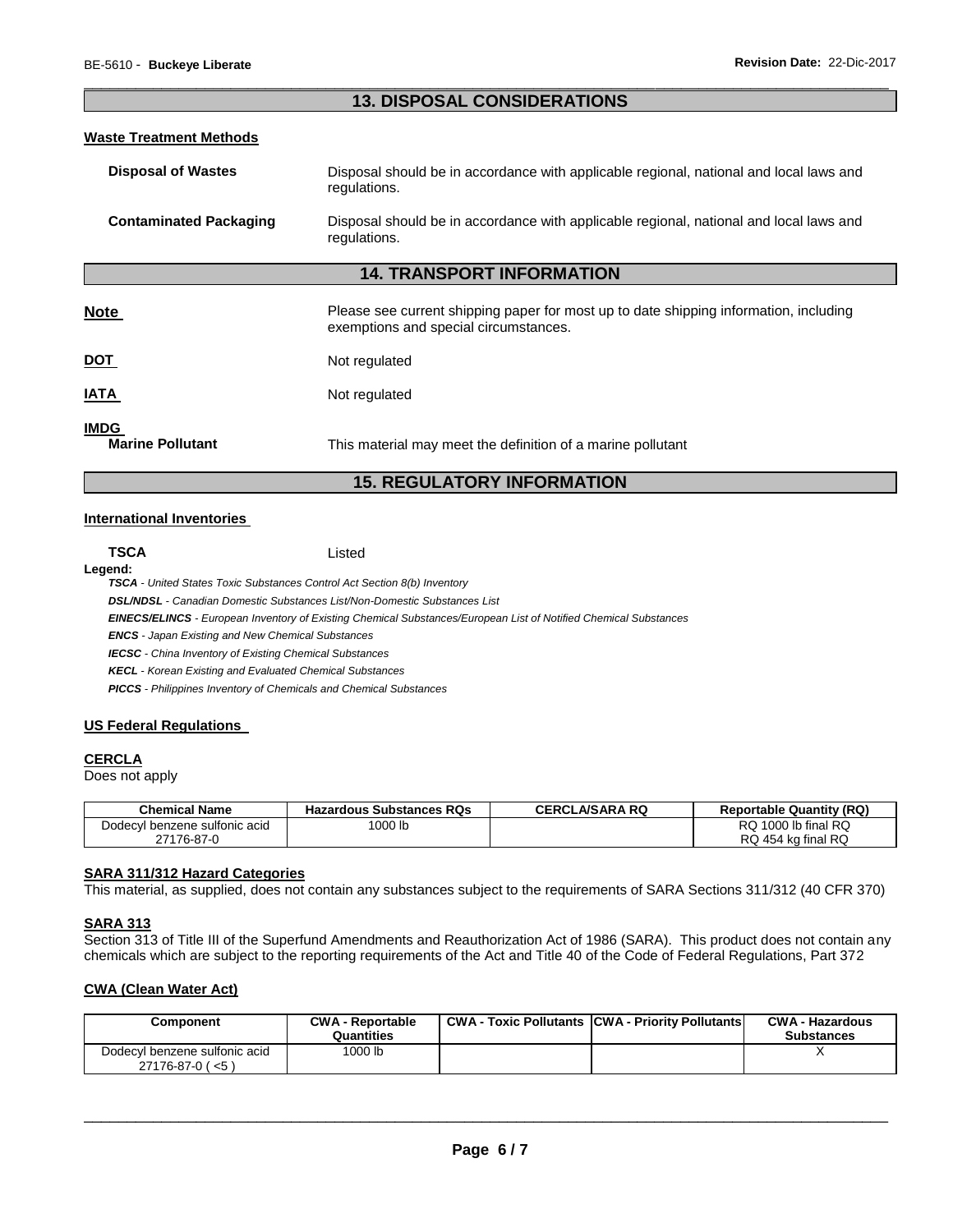## 13. DISPOSAL CONSIDERATIONS

### Waste Treatment Methods

**Disposal of Wastes** Disposal should be in accordance with applicable regional, national and local laws and regulations.

**Contaminated Packaging** Disposal should be in accordance with applicable regional, national and local laws and regulations.

## 14. TRANSPORT INFORMATION

**Note** Please see current shipping paper for most up to date shipping information, including exemptions and special circumstances.

**DOT** Not regulated

**IATA** Not regulated

**IMDG**
**Marine Pollutant** This material may meet the definition of a marine pollutant

## 15. REGULATORY INFORMATION

### International Inventories

**TSCA** Listed

**Legend:**

***TSCA*** *- United States Toxic Substances Control Act Section 8(b) Inventory*
***DSL/NDSL*** *- Canadian Domestic Substances List/Non-Domestic Substances List*
***EINECS/ELINCS*** *- European Inventory of Existing Chemical Substances/European List of Notified Chemical Substances*
***ENCS*** *- Japan Existing and New Chemical Substances*
***IECSC*** *- China Inventory of Existing Chemical Substances*
***KECL*** *- Korean Existing and Evaluated Chemical Substances*
***PICCS*** *- Philippines Inventory of Chemicals and Chemical Substances*

### US Federal Regulations

**CERCLA**
Does not apply

| Chemical Name | Hazardous Substances RQs | CERCLA/SARA RQ | Reportable Quantity (RQ) |
|---|---|---|---|
| Dodecyl benzene sulfonic acid 27176-87-0 | 1000 lb | | RQ 1000 lb final RQ RQ 454 kg final RQ |

**SARA 311/312 Hazard Categories**
This material, as supplied, does not contain any substances subject to the requirements of SARA Sections 311/312 (40 CFR 370)

**SARA 313**
Section 313 of Title III of the Superfund Amendments and Reauthorization Act of 1986 (SARA). This product does not contain any chemicals which are subject to the reporting requirements of the Act and Title 40 of the Code of Federal Regulations, Part 372

**CWA (Clean Water Act)**

| Component | CWA - Reportable Quantities | CWA - Toxic Pollutants | CWA - Priority Pollutants | CWA - Hazardous Substances |
|---|---|---|---|---|
| Dodecyl benzene sulfonic acid 27176-87-0 ( <5 ) | 1000 lb | | | X |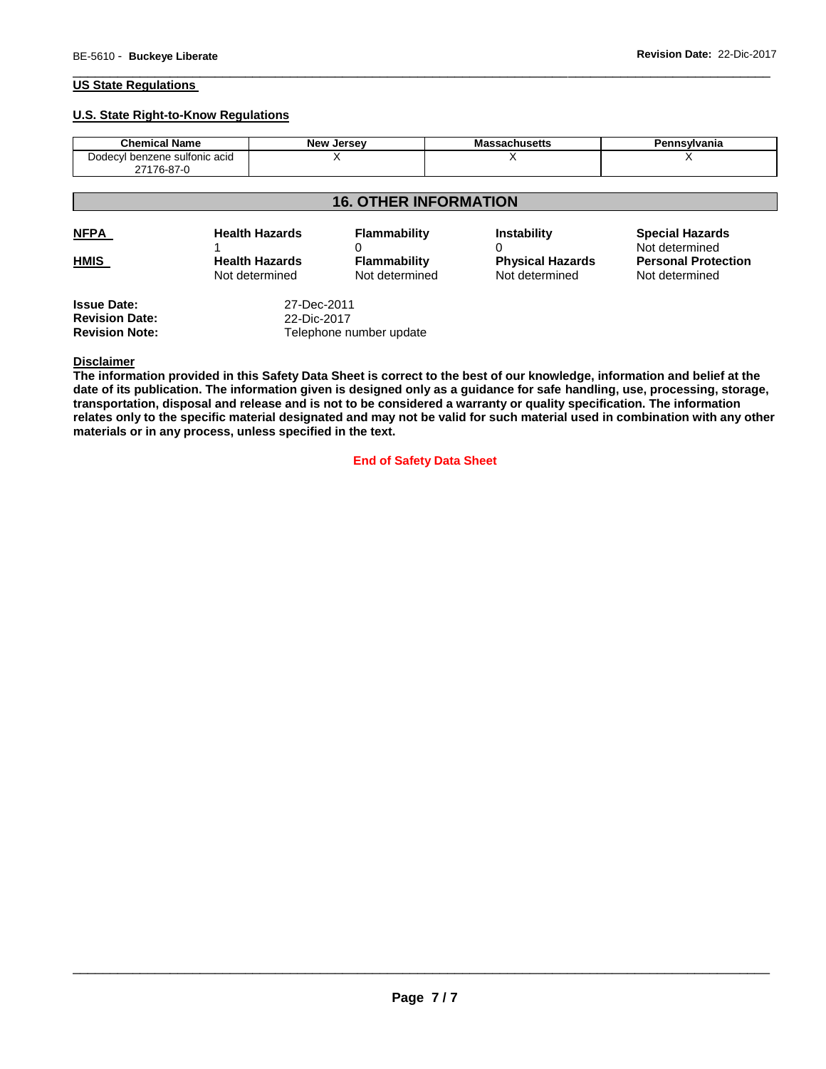### US State Regulations

#### U.S. State Right-to-Know Regulations

| Chemical Name | New Jersey | Massachusetts | Pennsylvania |
|---|---|---|---|
| Dodecyl benzene sulfonic acid<br>27176-87-0 | X | X | X |

## 16. OTHER INFORMATION

| | | | | |
|---|---|---|---|---|
| **NFPA** | **Health Hazards**<br>1 | **Flammability**<br>0 | **Instability**<br>0 | **Special Hazards**<br>Not determined |
| **HMIS** | **Health Hazards**<br>Not determined | **Flammability**<br>Not determined | **Physical Hazards**<br>Not determined | **Personal Protection**<br>Not determined |

**Issue Date:** 27-Dec-2011
**Revision Date:** 22-Dic-2017
**Revision Note:** Telephone number update

**Disclaimer**

**The information provided in this Safety Data Sheet is correct to the best of our knowledge, information and belief at the date of its publication. The information given is designed only as a guidance for safe handling, use, processing, storage, transportation, disposal and release and is not to be considered a warranty or quality specification. The information relates only to the specific material designated and may not be valid for such material used in combination with any other materials or in any process, unless specified in the text.**

**End of Safety Data Sheet**